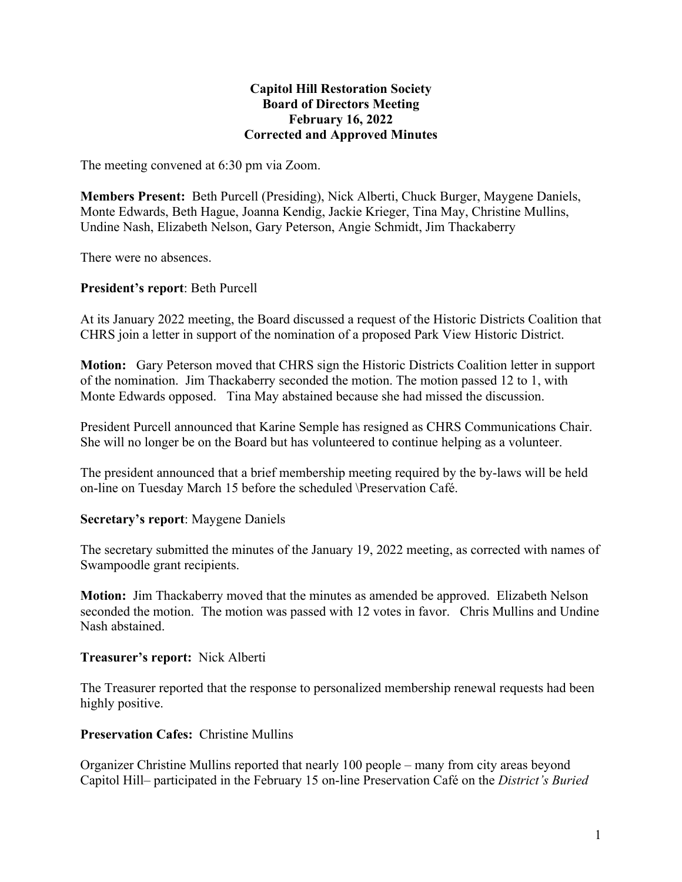**Capitol Hill Restoration Society**
**Board of Directors Meeting**
**February 16, 2022**
**Corrected and Approved Minutes**

The meeting convened at 6:30 pm via Zoom.

**Members Present:** Beth Purcell (Presiding), Nick Alberti, Chuck Burger, Maygene Daniels, Monte Edwards, Beth Hague, Joanna Kendig, Jackie Krieger, Tina May, Christine Mullins, Undine Nash, Elizabeth Nelson, Gary Peterson, Angie Schmidt, Jim Thackaberry

There were no absences.

**President's report**: Beth Purcell

At its January 2022 meeting, the Board discussed a request of the Historic Districts Coalition that CHRS join a letter in support of the nomination of a proposed Park View Historic District.

**Motion:** Gary Peterson moved that CHRS sign the Historic Districts Coalition letter in support of the nomination. Jim Thackaberry seconded the motion. The motion passed 12 to 1, with Monte Edwards opposed. Tina May abstained because she had missed the discussion.

President Purcell announced that Karine Semple has resigned as CHRS Communications Chair. She will no longer be on the Board but has volunteered to continue helping as a volunteer.

The president announced that a brief membership meeting required by the by-laws will be held on-line on Tuesday March 15 before the scheduled \Preservation Café.

**Secretary's report**: Maygene Daniels

The secretary submitted the minutes of the January 19, 2022 meeting, as corrected with names of Swampoodle grant recipients.

**Motion:** Jim Thackaberry moved that the minutes as amended be approved. Elizabeth Nelson seconded the motion. The motion was passed with 12 votes in favor. Chris Mullins and Undine Nash abstained.

**Treasurer's report:** Nick Alberti

The Treasurer reported that the response to personalized membership renewal requests had been highly positive.

**Preservation Cafes:** Christine Mullins

Organizer Christine Mullins reported that nearly 100 people – many from city areas beyond Capitol Hill– participated in the February 15 on-line Preservation Café on the *District's Buried*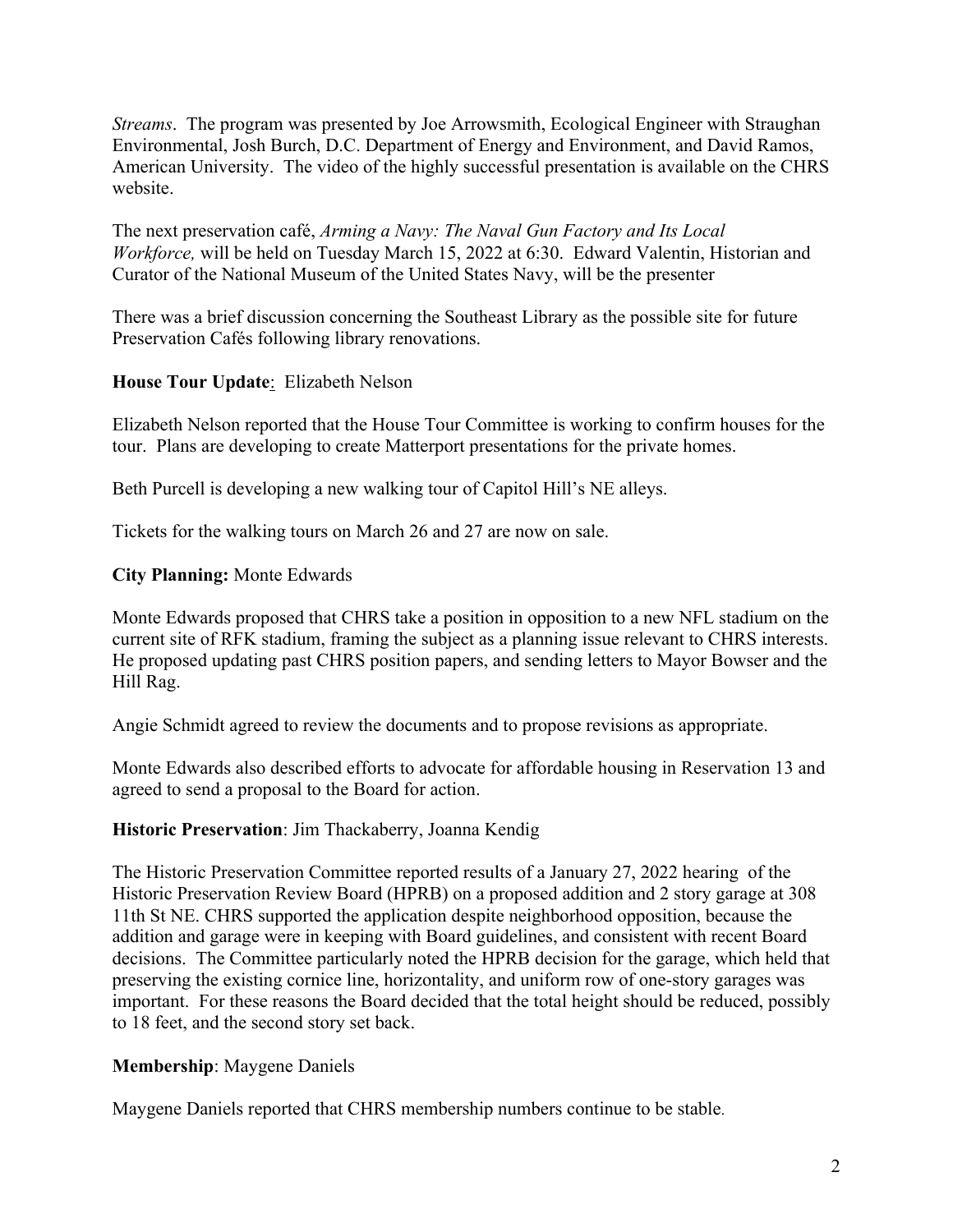*Streams*. The program was presented by Joe Arrowsmith, Ecological Engineer with Straughan Environmental, Josh Burch, D.C. Department of Energy and Environment, and David Ramos, American University. The video of the highly successful presentation is available on the CHRS website.

The next preservation café, *Arming a Navy: The Naval Gun Factory and Its Local Workforce,* will be held on Tuesday March 15, 2022 at 6:30. Edward Valentin, Historian and Curator of the National Museum of the United States Navy, will be the presenter

There was a brief discussion concerning the Southeast Library as the possible site for future Preservation Cafés following library renovations.

**House Tour Update**: Elizabeth Nelson

Elizabeth Nelson reported that the House Tour Committee is working to confirm houses for the tour. Plans are developing to create Matterport presentations for the private homes.

Beth Purcell is developing a new walking tour of Capitol Hill's NE alleys.

Tickets for the walking tours on March 26 and 27 are now on sale.

**City Planning:** Monte Edwards

Monte Edwards proposed that CHRS take a position in opposition to a new NFL stadium on the current site of RFK stadium, framing the subject as a planning issue relevant to CHRS interests. He proposed updating past CHRS position papers, and sending letters to Mayor Bowser and the Hill Rag.

Angie Schmidt agreed to review the documents and to propose revisions as appropriate.

Monte Edwards also described efforts to advocate for affordable housing in Reservation 13 and agreed to send a proposal to the Board for action.

**Historic Preservation**: Jim Thackaberry, Joanna Kendig

The Historic Preservation Committee reported results of a January 27, 2022 hearing of the Historic Preservation Review Board (HPRB) on a proposed addition and 2 story garage at 308 11th St NE. CHRS supported the application despite neighborhood opposition, because the addition and garage were in keeping with Board guidelines, and consistent with recent Board decisions. The Committee particularly noted the HPRB decision for the garage, which held that preserving the existing cornice line, horizontality, and uniform row of one-story garages was important. For these reasons the Board decided that the total height should be reduced, possibly to 18 feet, and the second story set back.

**Membership**: Maygene Daniels

Maygene Daniels reported that CHRS membership numbers continue to be stable.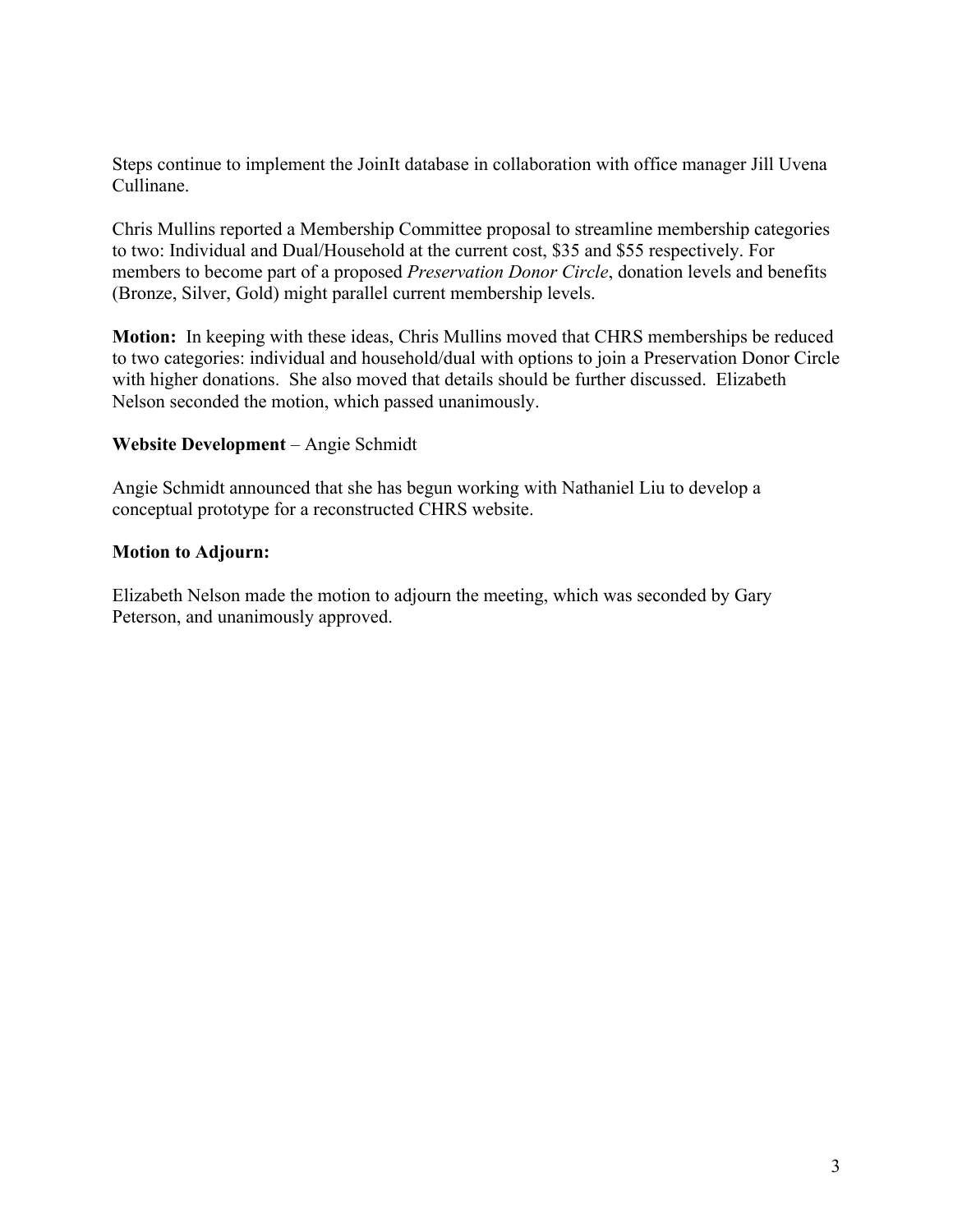Steps continue to implement the JoinIt database in collaboration with office manager Jill Uvena Cullinane.

Chris Mullins reported a Membership Committee proposal to streamline membership categories to two: Individual and Dual/Household at the current cost, $35 and $55 respectively. For members to become part of a proposed *Preservation Donor Circle*, donation levels and benefits (Bronze, Silver, Gold) might parallel current membership levels.

**Motion:** In keeping with these ideas, Chris Mullins moved that CHRS memberships be reduced to two categories: individual and household/dual with options to join a Preservation Donor Circle with higher donations. She also moved that details should be further discussed. Elizabeth Nelson seconded the motion, which passed unanimously.

**Website Development** – Angie Schmidt

Angie Schmidt announced that she has begun working with Nathaniel Liu to develop a conceptual prototype for a reconstructed CHRS website.

**Motion to Adjourn:**

Elizabeth Nelson made the motion to adjourn the meeting, which was seconded by Gary Peterson, and unanimously approved.